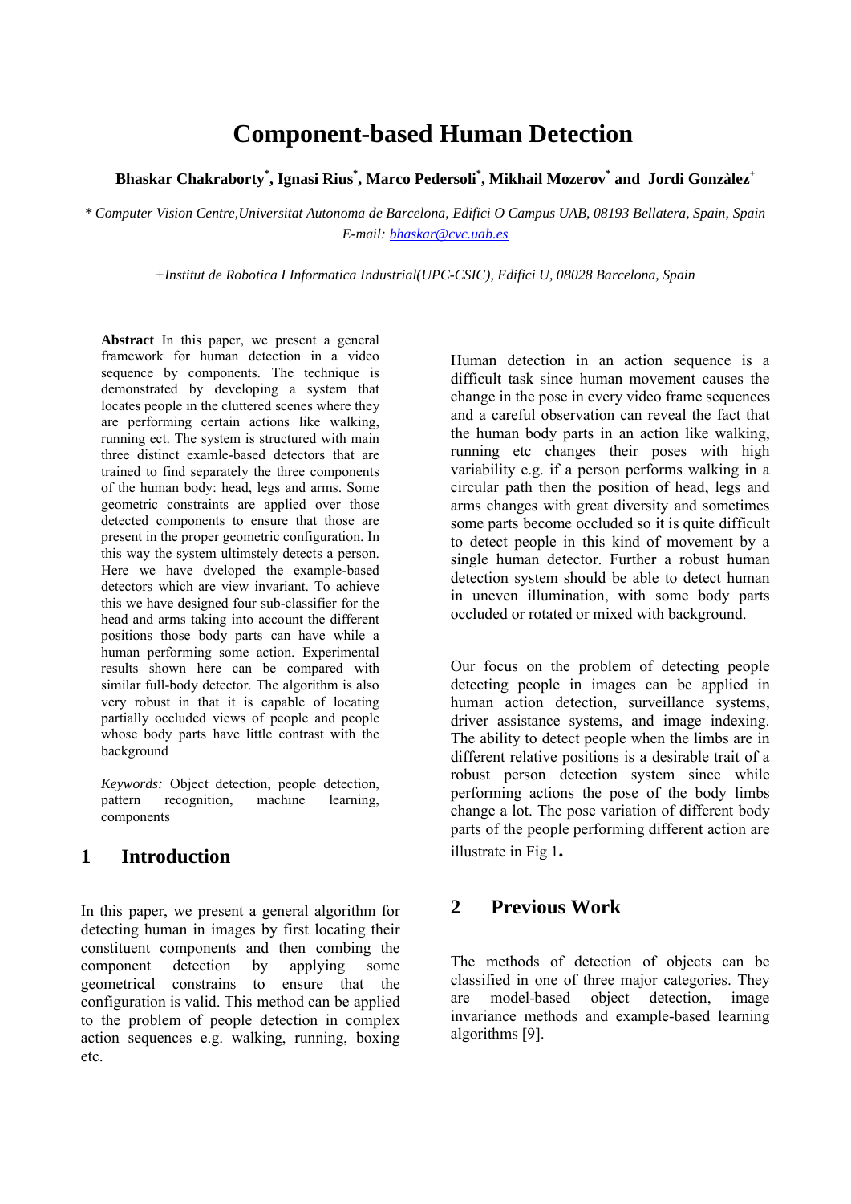# Component-based Human Detection

**Bhaskar Chakraborty*, Ignasi Rius*, Marco Pedersoli*, Mikhail Mozerov* and Jordi Gonzàlez+**

*\* Computer Vision Centre,Universitat Autonoma de Barcelona, Edifici O Campus UAB, 08193 Bellatera, Spain, Spain*
*E-mail: bhaskar@cvc.uab.es*

*+Institut de Robotica I Informatica Industrial(UPC-CSIC), Edifici U, 08028 Barcelona, Spain*

**Abstract** In this paper, we present a general framework for human detection in a video sequence by components. The technique is demonstrated by developing a system that locates people in the cluttered scenes where they are performing certain actions like walking, running ect. The system is structured with main three distinct examle-based detectors that are trained to find separately the three components of the human body: head, legs and arms. Some geometric constraints are applied over those detected components to ensure that those are present in the proper geometric configuration. In this way the system ultimstely detects a person. Here we have dveloped the example-based detectors which are view invariant. To achieve this we have designed four sub-classifier for the head and arms taking into account the different positions those body parts can have while a human performing some action. Experimental results shown here can be compared with similar full-body detector. The algorithm is also very robust in that it is capable of locating partially occluded views of people and people whose body parts have little contrast with the background

*Keywords:* Object detection, people detection, pattern recognition, machine learning, components

## 1 Introduction

In this paper, we present a general algorithm for detecting human in images by first locating their constituent components and then combing the component detection by applying some geometrical constrains to ensure that the configuration is valid. This method can be applied to the problem of people detection in complex action sequences e.g. walking, running, boxing etc.

Human detection in an action sequence is a difficult task since human movement causes the change in the pose in every video frame sequences and a careful observation can reveal the fact that the human body parts in an action like walking, running etc changes their poses with high variability e.g. if a person performs walking in a circular path then the position of head, legs and arms changes with great diversity and sometimes some parts become occluded so it is quite difficult to detect people in this kind of movement by a single human detector. Further a robust human detection system should be able to detect human in uneven illumination, with some body parts occluded or rotated or mixed with background.

Our focus on the problem of detecting people detecting people in images can be applied in human action detection, surveillance systems, driver assistance systems, and image indexing. The ability to detect people when the limbs are in different relative positions is a desirable trait of a robust person detection system since while performing actions the pose of the body limbs change a lot. The pose variation of different body parts of the people performing different action are illustrate in Fig 1.

## 2 Previous Work

The methods of detection of objects can be classified in one of three major categories. They are model-based object detection, image invariance methods and example-based learning algorithms [9].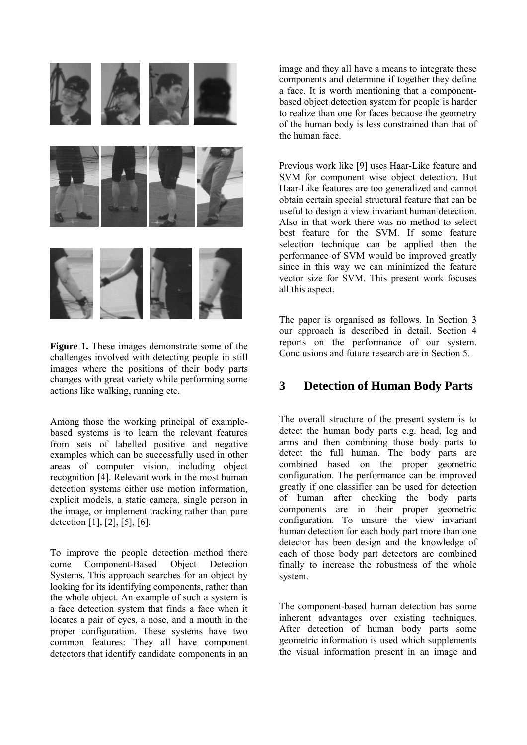**Figure 1.** These images demonstrate some of the challenges involved with detecting people in still images where the positions of their body parts changes with great variety while performing some actions like walking, running etc.

Among those the working principal of example-based systems is to learn the relevant features from sets of labelled positive and negative examples which can be successfully used in other areas of computer vision, including object recognition [4]. Relevant work in the most human detection systems either use motion information, explicit models, a static camera, single person in the image, or implement tracking rather than pure detection [1], [2], [5], [6].

To improve the people detection method there come Component-Based Object Detection Systems. This approach searches for an object by looking for its identifying components, rather than the whole object. An example of such a system is a face detection system that finds a face when it locates a pair of eyes, a nose, and a mouth in the proper configuration. These systems have two common features: They all have component detectors that identify candidate components in an image and they all have a means to integrate these components and determine if together they define a face. It is worth mentioning that a component-based object detection system for people is harder to realize than one for faces because the geometry of the human body is less constrained than that of the human face.

Previous work like [9] uses Haar-Like feature and SVM for component wise object detection. But Haar-Like features are too generalized and cannot obtain certain special structural feature that can be useful to design a view invariant human detection. Also in that work there was no method to select best feature for the SVM. If some feature selection technique can be applied then the performance of SVM would be improved greatly since in this way we can minimized the feature vector size for SVM. This present work focuses all this aspect.

The paper is organised as follows. In Section 3 our approach is described in detail. Section 4 reports on the performance of our system. Conclusions and future research are in Section 5.

## 3 Detection of Human Body Parts

The overall structure of the present system is to detect the human body parts e.g. head, leg and arms and then combining those body parts to detect the full human. The body parts are combined based on the proper geometric configuration. The performance can be improved greatly if one classifier can be used for detection of human after checking the body parts components are in their proper geometric configuration. To unsure the view invariant human detection for each body part more than one detector has been design and the knowledge of each of those body part detectors are combined finally to increase the robustness of the whole system.

The component-based human detection has some inherent advantages over existing techniques. After detection of human body parts some geometric information is used which supplements the visual information present in an image and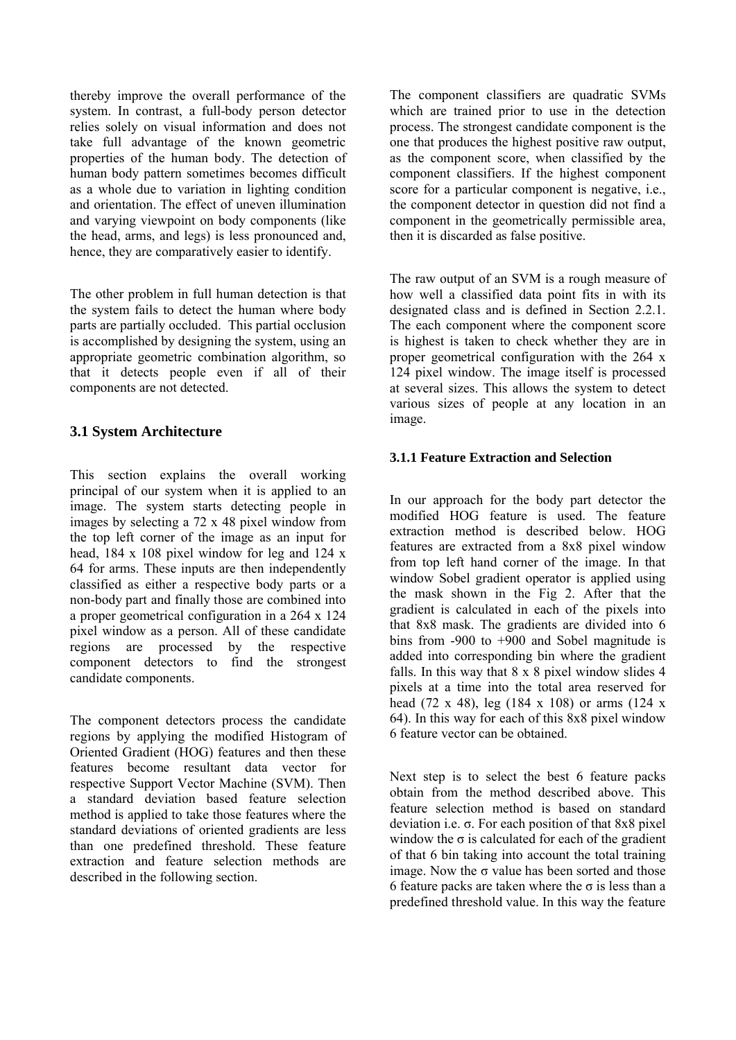thereby improve the overall performance of the system. In contrast, a full-body person detector relies solely on visual information and does not take full advantage of the known geometric properties of the human body. The detection of human body pattern sometimes becomes difficult as a whole due to variation in lighting condition and orientation. The effect of uneven illumination and varying viewpoint on body components (like the head, arms, and legs) is less pronounced and, hence, they are comparatively easier to identify.

The other problem in full human detection is that the system fails to detect the human where body parts are partially occluded. This partial occlusion is accomplished by designing the system, using an appropriate geometric combination algorithm, so that it detects people even if all of their components are not detected.

### 3.1 System Architecture

This section explains the overall working principal of our system when it is applied to an image. The system starts detecting people in images by selecting a 72 x 48 pixel window from the top left corner of the image as an input for head, 184 x 108 pixel window for leg and 124 x 64 for arms. These inputs are then independently classified as either a respective body parts or a non-body part and finally those are combined into a proper geometrical configuration in a 264 x 124 pixel window as a person. All of these candidate regions are processed by the respective component detectors to find the strongest candidate components.

The component detectors process the candidate regions by applying the modified Histogram of Oriented Gradient (HOG) features and then these features become resultant data vector for respective Support Vector Machine (SVM). Then a standard deviation based feature selection method is applied to take those features where the standard deviations of oriented gradients are less than one predefined threshold. These feature extraction and feature selection methods are described in the following section.

The component classifiers are quadratic SVMs which are trained prior to use in the detection process. The strongest candidate component is the one that produces the highest positive raw output, as the component score, when classified by the component classifiers. If the highest component score for a particular component is negative, i.e., the component detector in question did not find a component in the geometrically permissible area, then it is discarded as false positive.

The raw output of an SVM is a rough measure of how well a classified data point fits in with its designated class and is defined in Section 2.2.1. The each component where the component score is highest is taken to check whether they are in proper geometrical configuration with the 264 x 124 pixel window. The image itself is processed at several sizes. This allows the system to detect various sizes of people at any location in an image.

#### 3.1.1 Feature Extraction and Selection

In our approach for the body part detector the modified HOG feature is used. The feature extraction method is described below. HOG features are extracted from a 8x8 pixel window from top left hand corner of the image. In that window Sobel gradient operator is applied using the mask shown in the Fig 2. After that the gradient is calculated in each of the pixels into that 8x8 mask. The gradients are divided into 6 bins from -900 to +900 and Sobel magnitude is added into corresponding bin where the gradient falls. In this way that 8 x 8 pixel window slides 4 pixels at a time into the total area reserved for head (72 x 48), leg (184 x 108) or arms (124 x 64). In this way for each of this 8x8 pixel window 6 feature vector can be obtained.

Next step is to select the best 6 feature packs obtain from the method described above. This feature selection method is based on standard deviation i.e. $\sigma$. For each position of that 8x8 pixel window the $\sigma$ is calculated for each of the gradient of that 6 bin taking into account the total training image. Now the $\sigma$ value has been sorted and those 6 feature packs are taken where the $\sigma$ is less than a predefined threshold value. In this way the feature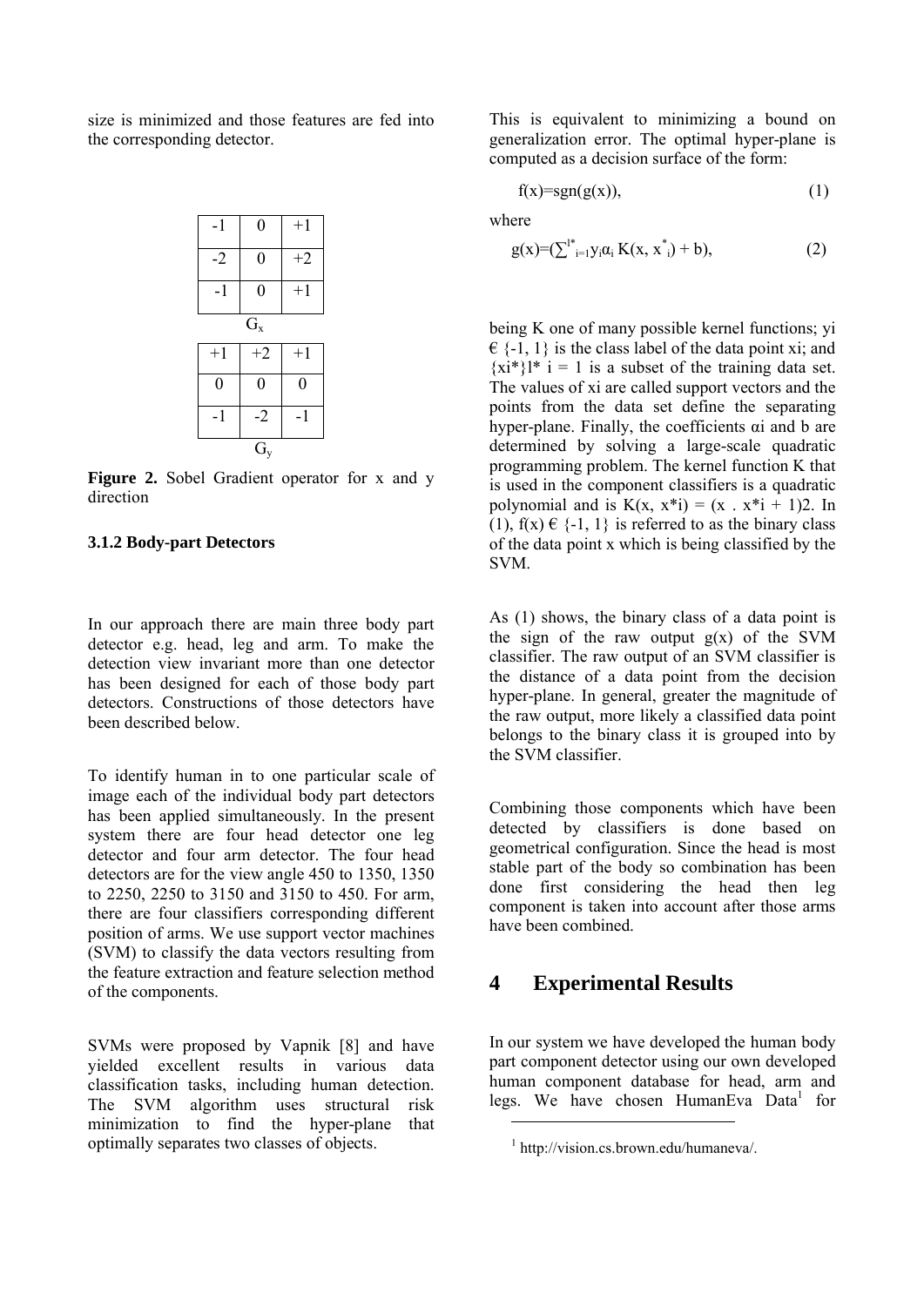size is minimized and those features are fed into the corresponding detector.

| -1 | 0 | +1 |
|---|---|---|
| -2 | 0 | +2 |
| -1 | 0 | +1 |

$G_x$

| +1 | +2 | +1 |
|---|---|---|
| 0 | 0 | 0 |
| -1 | -2 | -1 |

$G_y$

**Figure 2.** Sobel Gradient operator for x and y direction

### 3.1.2 Body-part Detectors

In our approach there are main three body part detector e.g. head, leg and arm. To make the detection view invariant more than one detector has been designed for each of those body part detectors. Constructions of those detectors have been described below.

To identify human in to one particular scale of image each of the individual body part detectors has been applied simultaneously. In the present system there are four head detector one leg detector and four arm detector. The four head detectors are for the view angle 450 to 1350, 1350 to 2250, 2250 to 3150 and 3150 to 450. For arm, there are four classifiers corresponding different position of arms. We use support vector machines (SVM) to classify the data vectors resulting from the feature extraction and feature selection method of the components.

SVMs were proposed by Vapnik [8] and have yielded excellent results in various data classification tasks, including human detection. The SVM algorithm uses structural risk minimization to find the hyper-plane that optimally separates two classes of objects.

This is equivalent to minimizing a bound on generalization error. The optimal hyper-plane is computed as a decision surface of the form:

$$f(x)=\mathrm{sgn}(g(x)), \tag{1}$$

where

$$g(x)=\left(\sum_{i=1}^{l^*} y_i \alpha_i K(x, x^*_i) + b\right), \tag{2}$$

being K one of many possible kernel functions; yi € {-1, 1} is the class label of the data point xi; and {xi*}l* i = 1 is a subset of the training data set. The values of xi are called support vectors and the points from the data set define the separating hyper-plane. Finally, the coefficients αi and b are determined by solving a large-scale quadratic programming problem. The kernel function K that is used in the component classifiers is a quadratic polynomial and is K(x, x*i) = (x . x*i + 1)2. In (1), f(x) € {-1, 1} is referred to as the binary class of the data point x which is being classified by the SVM.

As (1) shows, the binary class of a data point is the sign of the raw output g(x) of the SVM classifier. The raw output of an SVM classifier is the distance of a data point from the decision hyper-plane. In general, greater the magnitude of the raw output, more likely a classified data point belongs to the binary class it is grouped into by the SVM classifier.

Combining those components which have been detected by classifiers is done based on geometrical configuration. Since the head is most stable part of the body so combination has been done first considering the head then leg component is taken into account after those arms have been combined.

## 4 Experimental Results

In our system we have developed the human body part component detector using our own developed human component database for head, arm and legs. We have chosen HumanEva Data[1] for

[1] http://vision.cs.brown.edu/humaneva/.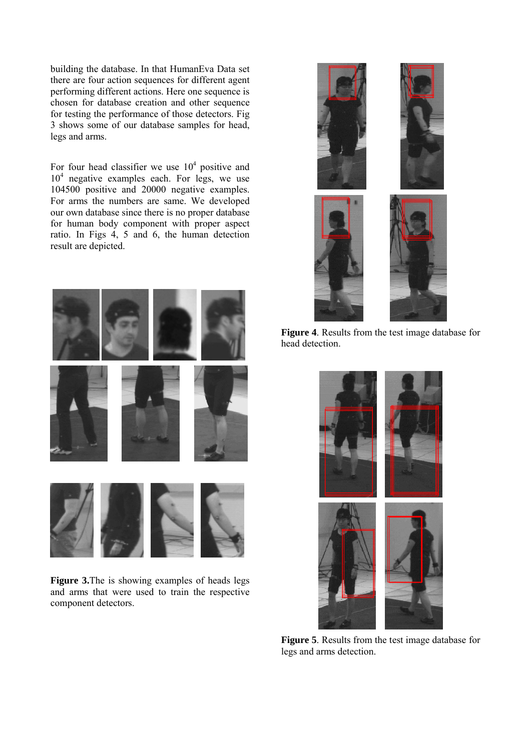building the database. In that HumanEva Data set there are four action sequences for different agent performing different actions. Here one sequence is chosen for database creation and other sequence for testing the performance of those detectors. Fig 3 shows some of our database samples for head, legs and arms.

For four head classifier we use $10^4$ positive and $10^4$ negative examples each. For legs, we use 104500 positive and 20000 negative examples. For arms the numbers are same. We developed our own database since there is no proper database for human body component with proper aspect ratio. In Figs 4, 5 and 6, the human detection result are depicted.

**Figure 3.**The is showing examples of heads legs and arms that were used to train the respective component detectors.

**Figure 4**. Results from the test image database for head detection.

**Figure 5**. Results from the test image database for legs and arms detection.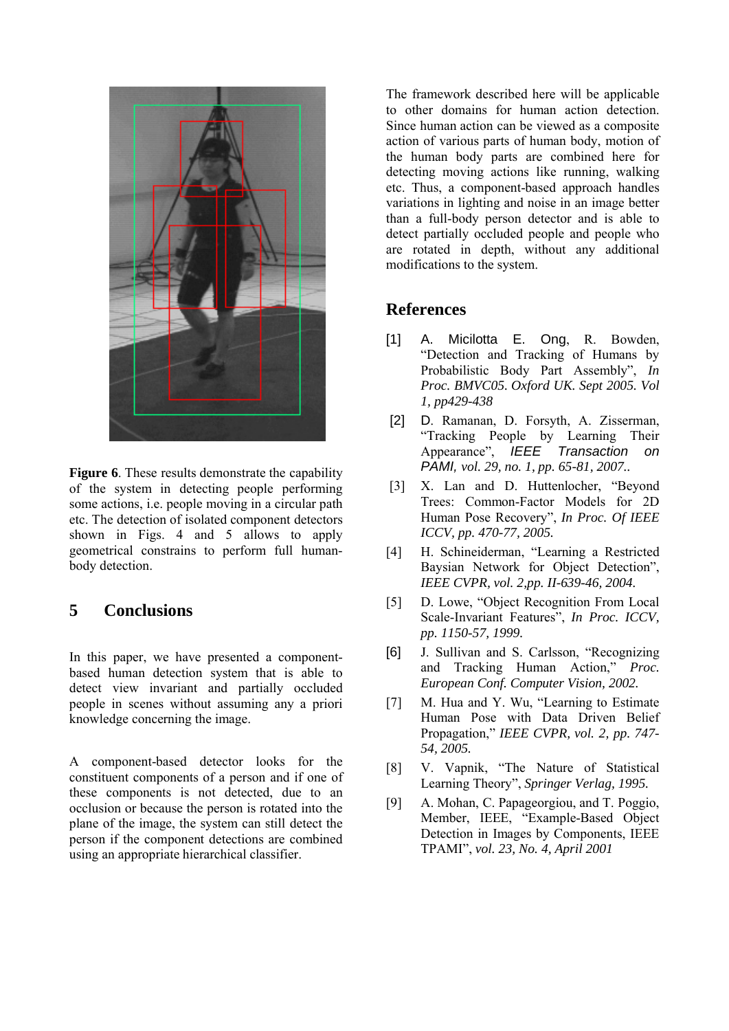**Figure 6**. These results demonstrate the capability of the system in detecting people performing some actions, i.e. people moving in a circular path etc. The detection of isolated component detectors shown in Figs. 4 and 5 allows to apply geometrical constrains to perform full human-body detection.

## 5 Conclusions

In this paper, we have presented a component-based human detection system that is able to detect view invariant and partially occluded people in scenes without assuming any a priori knowledge concerning the image.

A component-based detector looks for the constituent components of a person and if one of these components is not detected, due to an occlusion or because the person is rotated into the plane of the image, the system can still detect the person if the component detections are combined using an appropriate hierarchical classifier.

The framework described here will be applicable to other domains for human action detection. Since human action can be viewed as a composite action of various parts of human body, motion of the human body parts are combined here for detecting moving actions like running, walking etc. Thus, a component-based approach handles variations in lighting and noise in an image better than a full-body person detector and is able to detect partially occluded people and people who are rotated in depth, without any additional modifications to the system.

## References

[1] A. Micilotta E. Ong, R. Bowden, "Detection and Tracking of Humans by Probabilistic Body Part Assembly", *In Proc. BMVC05. Oxford UK. Sept 2005. Vol 1, pp429-438*

[2] D. Ramanan, D. Forsyth, A. Zisserman, "Tracking People by Learning Their Appearance", *IEEE Transaction on PAMI, vol. 29, no. 1, pp. 65-81, 2007..*

[3] X. Lan and D. Huttenlocher, "Beyond Trees: Common-Factor Models for 2D Human Pose Recovery", *In Proc. Of IEEE ICCV, pp. 470-77, 2005.*

[4] H. Schineiderman, "Learning a Restricted Baysian Network for Object Detection", *IEEE CVPR, vol. 2,pp. II-639-46, 2004.*

[5] D. Lowe, "Object Recognition From Local Scale-Invariant Features", *In Proc. ICCV, pp. 1150-57, 1999.*

[6] J. Sullivan and S. Carlsson, "Recognizing and Tracking Human Action," *Proc. European Conf. Computer Vision, 2002.*

[7] M. Hua and Y. Wu, "Learning to Estimate Human Pose with Data Driven Belief Propagation," *IEEE CVPR, vol. 2, pp. 747-54, 2005.*

[8] V. Vapnik, "The Nature of Statistical Learning Theory", *Springer Verlag, 1995.*

[9] A. Mohan, C. Papageorgiou, and T. Poggio, Member, IEEE, "Example-Based Object Detection in Images by Components, IEEE TPAMI", *vol. 23, No. 4, April 2001*